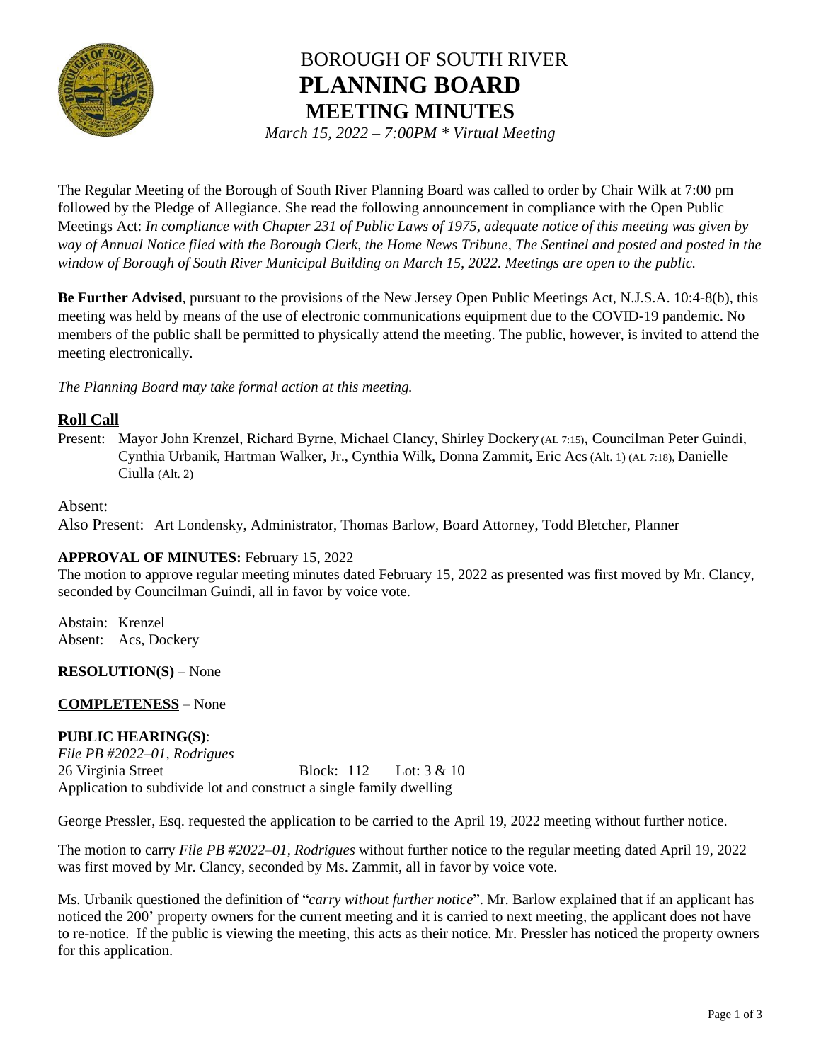# BOROUGH OF SOUTH RIVER
# PLANNING BOARD
## MEETING MINUTES

*March 15, 2022 – 7:00PM * Virtual Meeting*

---

The Regular Meeting of the Borough of South River Planning Board was called to order by Chair Wilk at 7:00 pm followed by the Pledge of Allegiance. She read the following announcement in compliance with the Open Public Meetings Act: *In compliance with Chapter 231 of Public Laws of 1975, adequate notice of this meeting was given by way of Annual Notice filed with the Borough Clerk, the Home News Tribune, The Sentinel and posted and posted in the window of Borough of South River Municipal Building on March 15, 2022. Meetings are open to the public.*

**Be Further Advised**, pursuant to the provisions of the New Jersey Open Public Meetings Act, N.J.S.A. 10:4-8(b), this meeting was held by means of the use of electronic communications equipment due to the COVID-19 pandemic. No members of the public shall be permitted to physically attend the meeting. The public, however, is invited to attend the meeting electronically.

*The Planning Board may take formal action at this meeting.*

**Roll Call**

Present: Mayor John Krenzel, Richard Byrne, Michael Clancy, Shirley Dockery (AL 7:15), Councilman Peter Guindi, Cynthia Urbanik, Hartman Walker, Jr., Cynthia Wilk, Donna Zammit, Eric Acs (Alt. 1) (AL 7:18), Danielle Ciulla (Alt. 2)

Absent:

Also Present: Art Londensky, Administrator, Thomas Barlow, Board Attorney, Todd Bletcher, Planner

**APPROVAL OF MINUTES:** February 15, 2022

The motion to approve regular meeting minutes dated February 15, 2022 as presented was first moved by Mr. Clancy, seconded by Councilman Guindi, all in favor by voice vote.

Abstain: Krenzel
Absent: Acs, Dockery

**RESOLUTION(S)** – None

**COMPLETENESS** – None

**PUBLIC HEARING(S)**:

*File PB #2022–01, Rodrigues*
26 Virginia Street Block: 112 Lot: 3 & 10
Application to subdivide lot and construct a single family dwelling

George Pressler, Esq. requested the application to be carried to the April 19, 2022 meeting without further notice.

The motion to carry *File PB #2022–01, Rodrigues* without further notice to the regular meeting dated April 19, 2022 was first moved by Mr. Clancy, seconded by Ms. Zammit, all in favor by voice vote.

Ms. Urbanik questioned the definition of "*carry without further notice*". Mr. Barlow explained that if an applicant has noticed the 200' property owners for the current meeting and it is carried to next meeting, the applicant does not have to re-notice. If the public is viewing the meeting, this acts as their notice. Mr. Pressler has noticed the property owners for this application.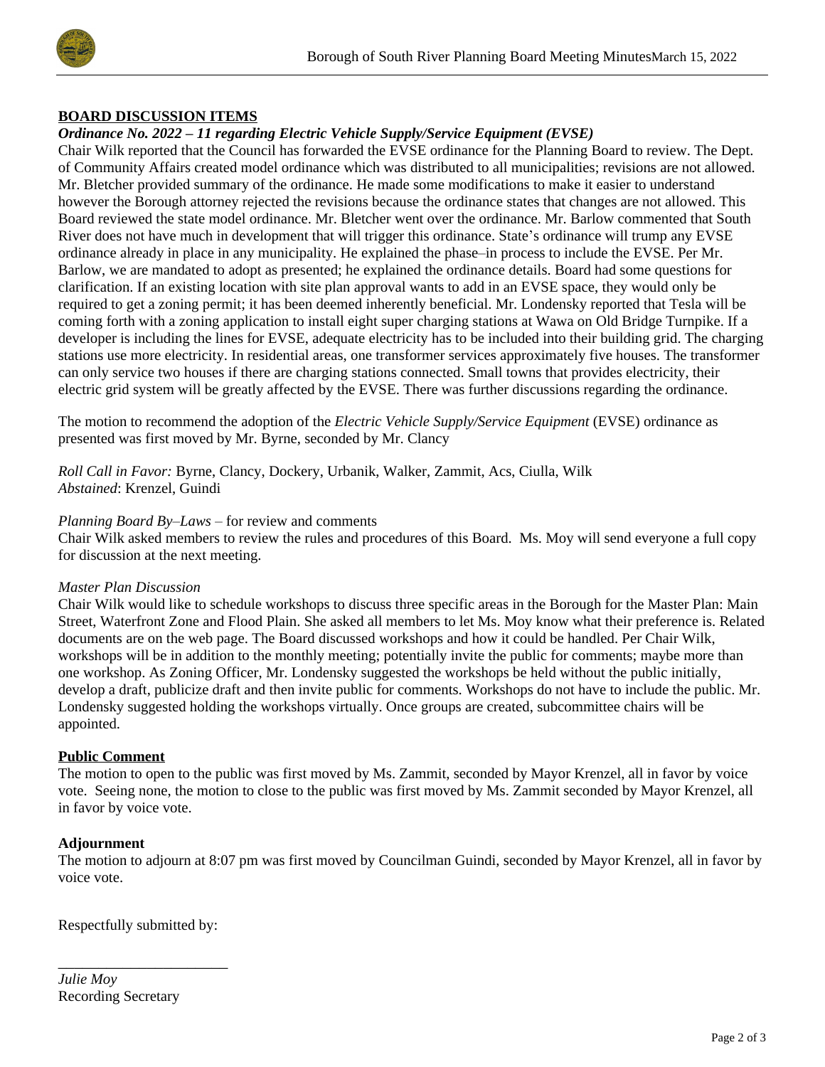## BOARD DISCUSSION ITEMS

***Ordinance No. 2022 – 11 regarding Electric Vehicle Supply/Service Equipment (EVSE)***

Chair Wilk reported that the Council has forwarded the EVSE ordinance for the Planning Board to review. The Dept. of Community Affairs created model ordinance which was distributed to all municipalities; revisions are not allowed. Mr. Bletcher provided summary of the ordinance. He made some modifications to make it easier to understand however the Borough attorney rejected the revisions because the ordinance states that changes are not allowed. This Board reviewed the state model ordinance. Mr. Bletcher went over the ordinance. Mr. Barlow commented that South River does not have much in development that will trigger this ordinance. State's ordinance will trump any EVSE ordinance already in place in any municipality. He explained the phase–in process to include the EVSE. Per Mr. Barlow, we are mandated to adopt as presented; he explained the ordinance details. Board had some questions for clarification. If an existing location with site plan approval wants to add in an EVSE space, they would only be required to get a zoning permit; it has been deemed inherently beneficial. Mr. Londensky reported that Tesla will be coming forth with a zoning application to install eight super charging stations at Wawa on Old Bridge Turnpike. If a developer is including the lines for EVSE, adequate electricity has to be included into their building grid. The charging stations use more electricity. In residential areas, one transformer services approximately five houses. The transformer can only service two houses if there are charging stations connected. Small towns that provides electricity, their electric grid system will be greatly affected by the EVSE. There was further discussions regarding the ordinance.

The motion to recommend the adoption of the *Electric Vehicle Supply/Service Equipment* (EVSE) ordinance as presented was first moved by Mr. Byrne, seconded by Mr. Clancy

*Roll Call in Favor:* Byrne, Clancy, Dockery, Urbanik, Walker, Zammit, Acs, Ciulla, Wilk
*Abstained*: Krenzel, Guindi

*Planning Board By–Laws* – for review and comments

Chair Wilk asked members to review the rules and procedures of this Board. Ms. Moy will send everyone a full copy for discussion at the next meeting.

*Master Plan Discussion*

Chair Wilk would like to schedule workshops to discuss three specific areas in the Borough for the Master Plan: Main Street, Waterfront Zone and Flood Plain. She asked all members to let Ms. Moy know what their preference is. Related documents are on the web page. The Board discussed workshops and how it could be handled. Per Chair Wilk, workshops will be in addition to the monthly meeting; potentially invite the public for comments; maybe more than one workshop. As Zoning Officer, Mr. Londensky suggested the workshops be held without the public initially, develop a draft, publicize draft and then invite public for comments. Workshops do not have to include the public. Mr. Londensky suggested holding the workshops virtually. Once groups are created, subcommittee chairs will be appointed.

## Public Comment

The motion to open to the public was first moved by Ms. Zammit, seconded by Mayor Krenzel, all in favor by voice vote. Seeing none, the motion to close to the public was first moved by Ms. Zammit seconded by Mayor Krenzel, all in favor by voice vote.

**Adjournment**

The motion to adjourn at 8:07 pm was first moved by Councilman Guindi, seconded by Mayor Krenzel, all in favor by voice vote.

Respectfully submitted by:

\_\_\_\_\_\_\_\_\_\_\_\_\_\_\_\_\_\_\_\_\_\_\_\_

*Julie Moy*
Recording Secretary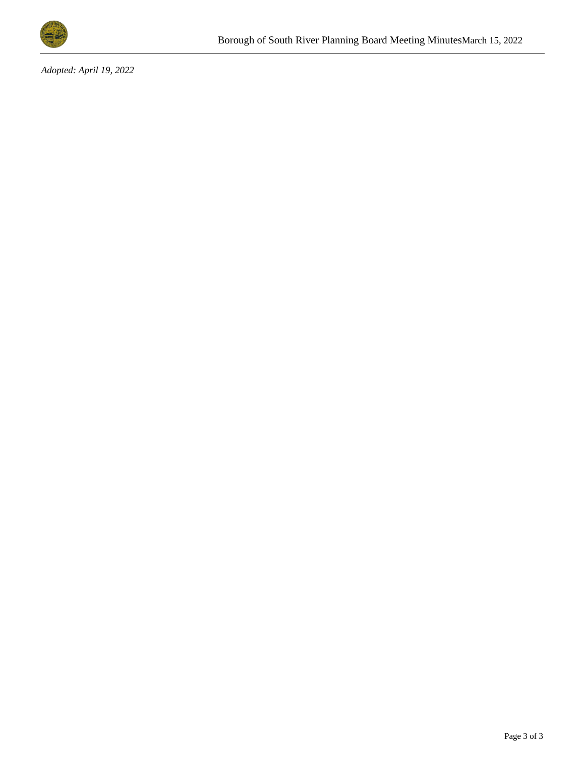*Adopted: April 19, 2022*